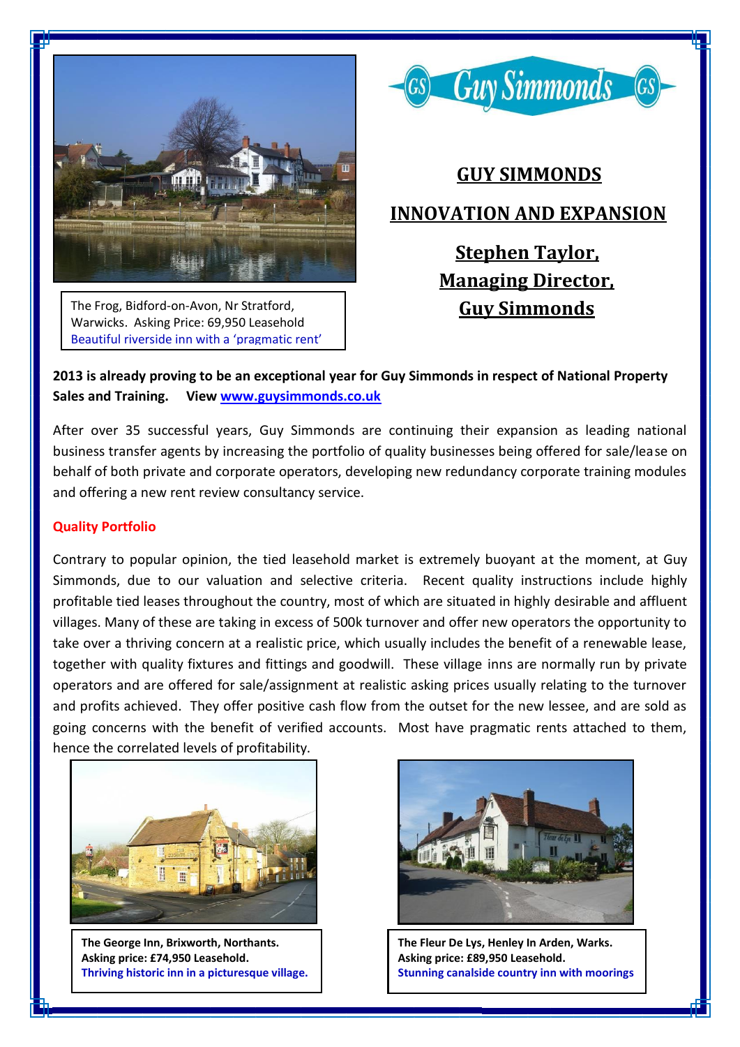The Frog, Bidford-on-Avon, Nr Stratford, Warwicks. Asking Price: 69,950 Leasehold
Beautiful riverside inn with a 'pragmatic rent'

# GUY SIMMONDS

## INNOVATION AND EXPANSION

### Stephen Taylor, Managing Director, Guy Simmonds

**2013 is already proving to be an exceptional year for Guy Simmonds in respect of National Property Sales and Training. View www.guysimmonds.co.uk**

After over 35 successful years, Guy Simmonds are continuing their expansion as leading national business transfer agents by increasing the portfolio of quality businesses being offered for sale/lease on behalf of both private and corporate operators, developing new redundancy corporate training modules and offering a new rent review consultancy service.

**Quality Portfolio**

Contrary to popular opinion, the tied leasehold market is extremely buoyant at the moment, at Guy Simmonds, due to our valuation and selective criteria. Recent quality instructions include highly profitable tied leases throughout the country, most of which are situated in highly desirable and affluent villages. Many of these are taking in excess of 500k turnover and offer new operators the opportunity to take over a thriving concern at a realistic price, which usually includes the benefit of a renewable lease, together with quality fixtures and fittings and goodwill. These village inns are normally run by private operators and are offered for sale/assignment at realistic asking prices usually relating to the turnover and profits achieved. They offer positive cash flow from the outset for the new lessee, and are sold as going concerns with the benefit of verified accounts. Most have pragmatic rents attached to them, hence the correlated levels of profitability.

**The George Inn, Brixworth, Northants.**
**Asking price: £74,950 Leasehold.**
**Thriving historic inn in a picturesque village.**

**The Fleur De Lys, Henley In Arden, Warks.**
**Asking price: £89,950 Leasehold.**
**Stunning canalside country inn with moorings**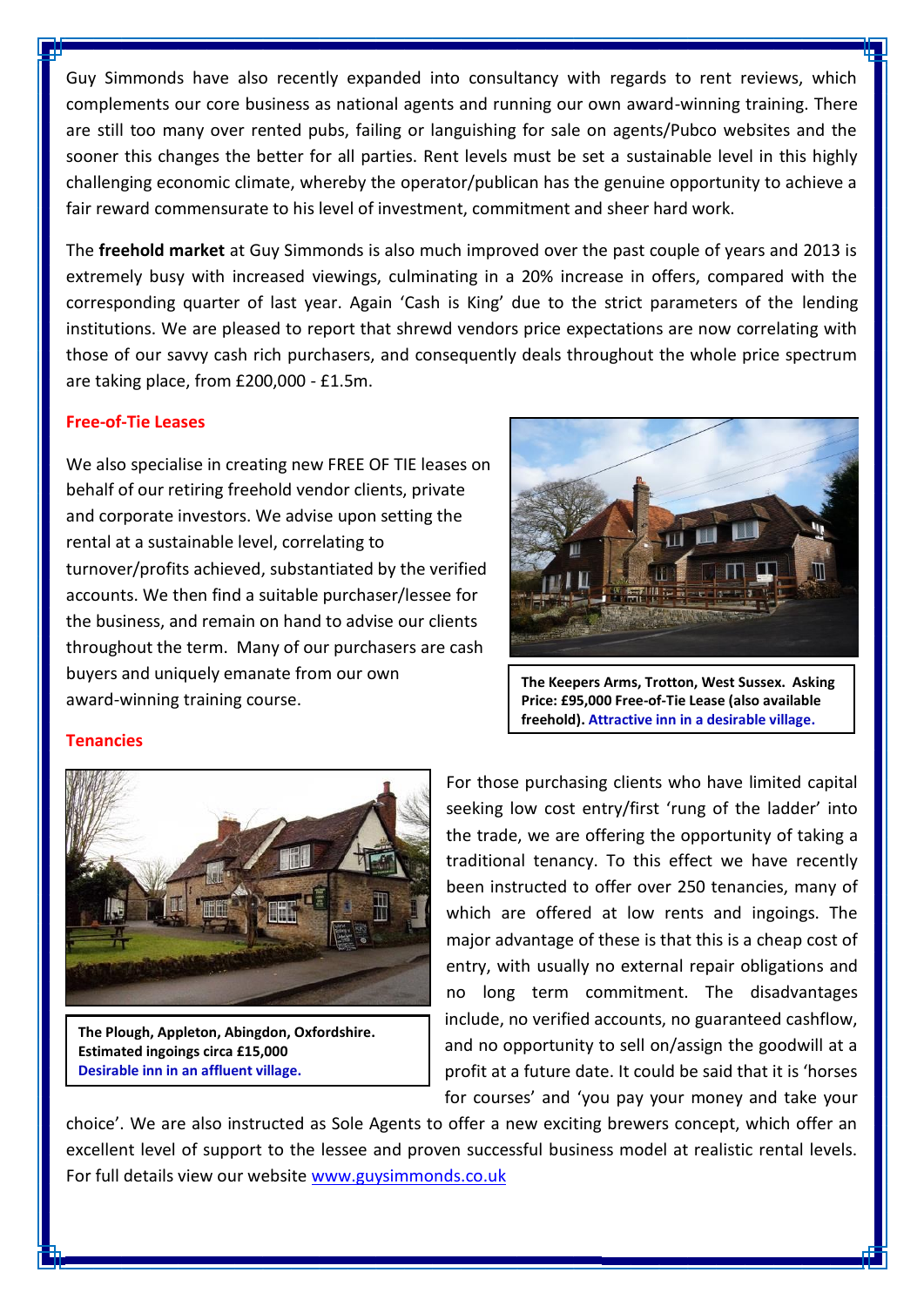Guy Simmonds have also recently expanded into consultancy with regards to rent reviews, which complements our core business as national agents and running our own award-winning training. There are still too many over rented pubs, failing or languishing for sale on agents/Pubco websites and the sooner this changes the better for all parties. Rent levels must be set a sustainable level in this highly challenging economic climate, whereby the operator/publican has the genuine opportunity to achieve a fair reward commensurate to his level of investment, commitment and sheer hard work.

The **freehold market** at Guy Simmonds is also much improved over the past couple of years and 2013 is extremely busy with increased viewings, culminating in a 20% increase in offers, compared with the corresponding quarter of last year. Again 'Cash is King' due to the strict parameters of the lending institutions. We are pleased to report that shrewd vendors price expectations are now correlating with those of our savvy cash rich purchasers, and consequently deals throughout the whole price spectrum are taking place, from £200,000 - £1.5m.

### Free-of-Tie Leases

We also specialise in creating new FREE OF TIE leases on behalf of our retiring freehold vendor clients, private and corporate investors. We advise upon setting the rental at a sustainable level, correlating to turnover/profits achieved, substantiated by the verified accounts. We then find a suitable purchaser/lessee for the business, and remain on hand to advise our clients throughout the term. Many of our purchasers are cash buyers and uniquely emanate from our own award-winning training course.

**The Keepers Arms, Trotton, West Sussex. Asking Price: £95,000 Free-of-Tie Lease (also available freehold). Attractive inn in a desirable village.**

### Tenancies

**The Plough, Appleton, Abingdon, Oxfordshire. Estimated ingoings circa £15,000**
**Desirable inn in an affluent village.**

For those purchasing clients who have limited capital seeking low cost entry/first 'rung of the ladder' into the trade, we are offering the opportunity of taking a traditional tenancy. To this effect we have recently been instructed to offer over 250 tenancies, many of which are offered at low rents and ingoings. The major advantage of these is that this is a cheap cost of entry, with usually no external repair obligations and no long term commitment. The disadvantages include, no verified accounts, no guaranteed cashflow, and no opportunity to sell on/assign the goodwill at a profit at a future date. It could be said that it is 'horses for courses' and 'you pay your money and take your choice'. We are also instructed as Sole Agents to offer a new exciting brewers concept, which offer an excellent level of support to the lessee and proven successful business model at realistic rental levels. For full details view our website www.guysimmonds.co.uk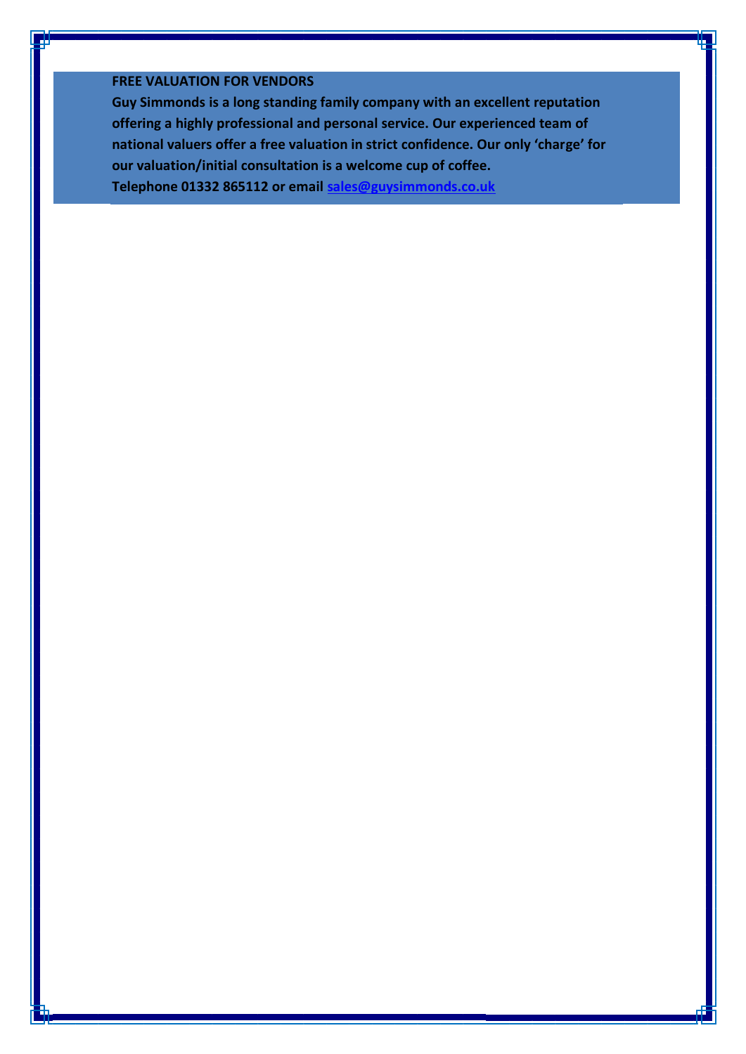**FREE VALUATION FOR VENDORS**

**Guy Simmonds is a long standing family company with an excellent reputation offering a highly professional and personal service. Our experienced team of national valuers offer a free valuation in strict confidence. Our only 'charge' for our valuation/initial consultation is a welcome cup of coffee.**

**Telephone 01332 865112 or email [sales@guysimmonds.co.uk](mailto:sales@guysimmonds.co.uk)**